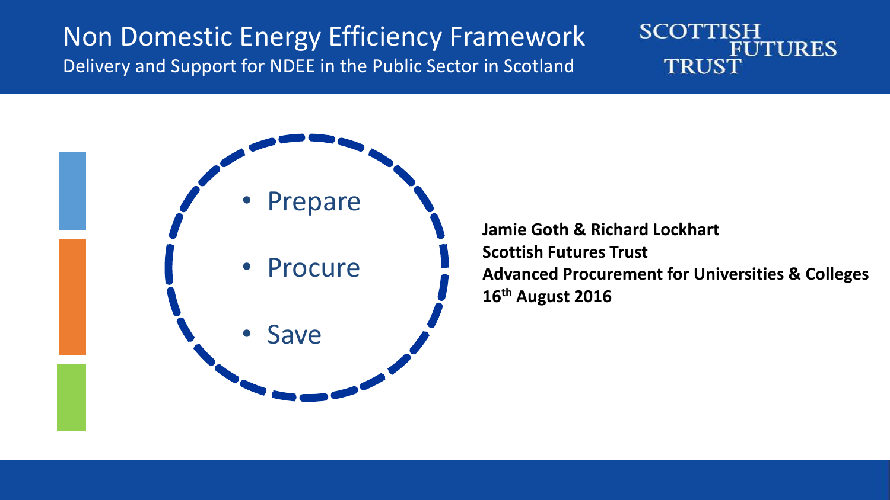# Non Domestic Energy Efficiency Framework

Delivery and Support for NDEE in the Public Sector in Scotland

SCOTTISH FUTURES TRUST

- Prepare
- Procure
- Save

**Jamie Goth & Richard Lockhart**
**Scottish Futures Trust**
**Advanced Procurement for Universities & Colleges**
**16th August 2016**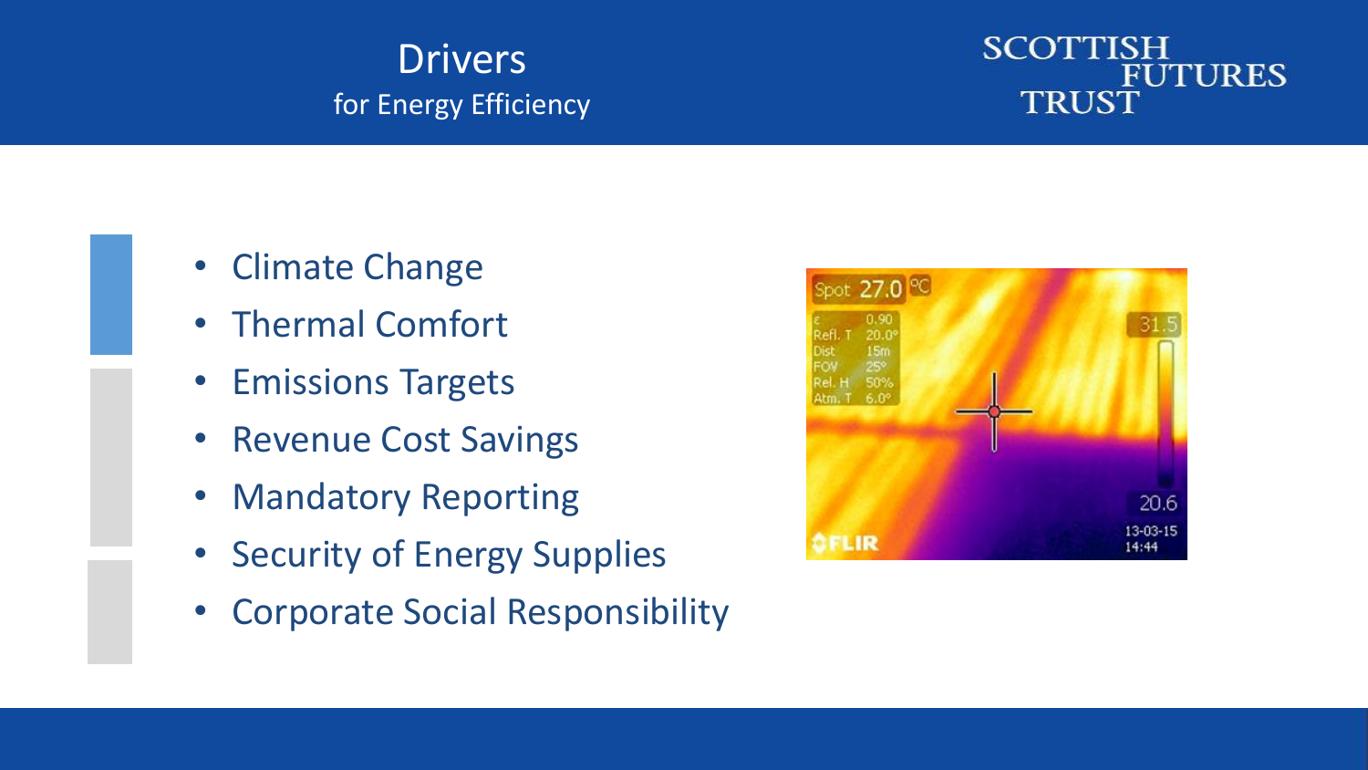# Drivers
## for Energy Efficiency

SCOTTISH FUTURES TRUST

- Climate Change
- Thermal Comfort
- Emissions Targets
- Revenue Cost Savings
- Mandatory Reporting
- Security of Energy Supplies
- Corporate Social Responsibility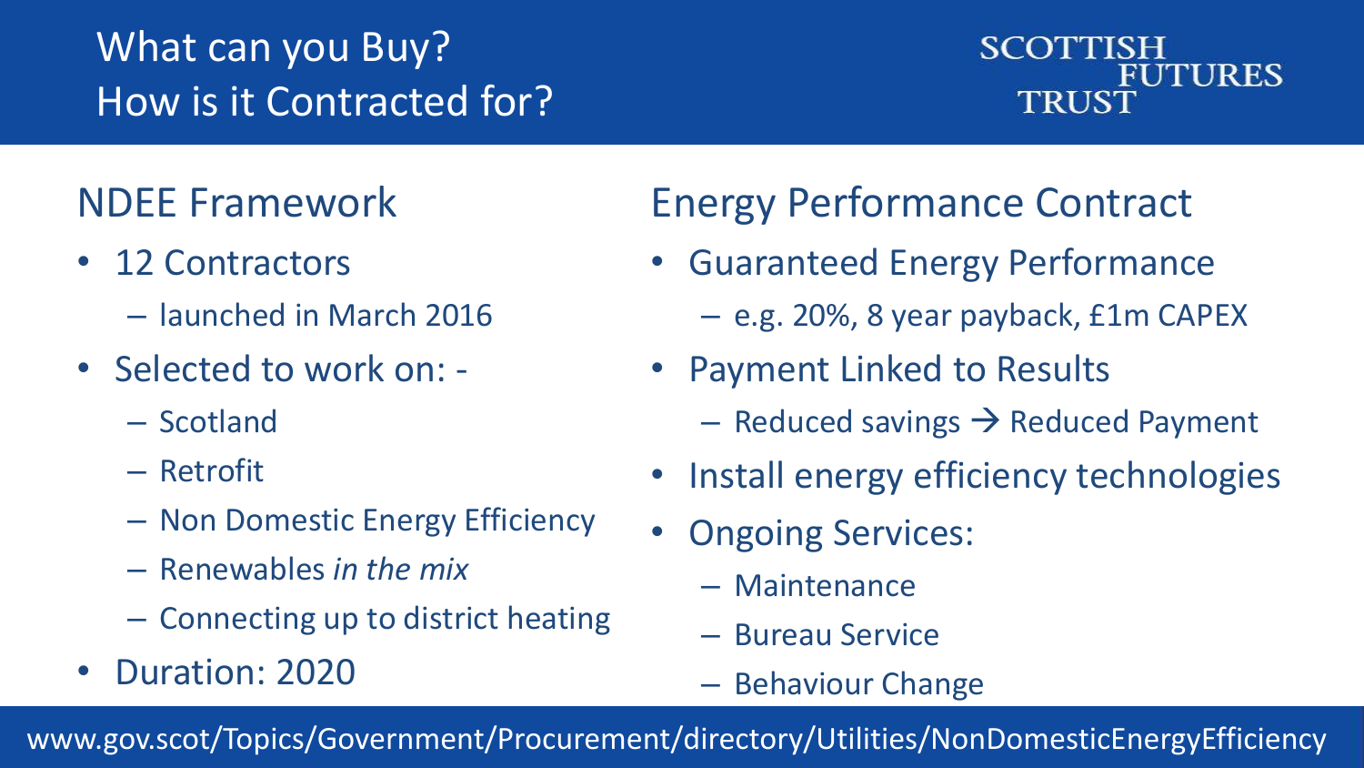# What can you Buy?
# How is it Contracted for?

SCOTTISH FUTURES TRUST

## NDEE Framework

- 12 Contractors
  - launched in March 2016
- Selected to work on: -
  - Scotland
  - Retrofit
  - Non Domestic Energy Efficiency
  - Renewables *in the mix*
  - Connecting up to district heating
- Duration: 2020

## Energy Performance Contract

- Guaranteed Energy Performance
  - e.g. 20%, 8 year payback, £1m CAPEX
- Payment Linked to Results
  - Reduced savings → Reduced Payment
- Install energy efficiency technologies
- Ongoing Services:
  - Maintenance
  - Bureau Service
  - Behaviour Change

www.gov.scot/Topics/Government/Procurement/directory/Utilities/NonDomesticEnergyEfficiency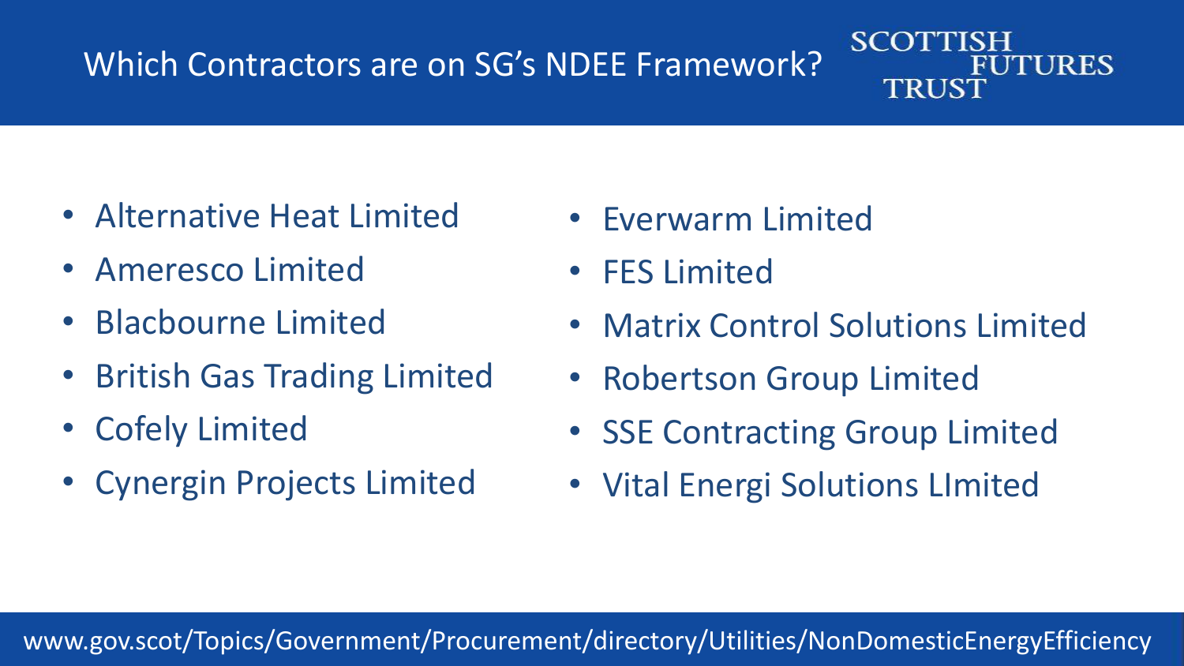# Which Contractors are on SG's NDEE Framework?

SCOTTISH FUTURES TRUST

- Alternative Heat Limited
- Ameresco Limited
- Blacbourne Limited
- British Gas Trading Limited
- Cofely Limited
- Cynergin Projects Limited
- Everwarm Limited
- FES Limited
- Matrix Control Solutions Limited
- Robertson Group Limited
- SSE Contracting Group Limited
- Vital Energi Solutions LImited

www.gov.scot/Topics/Government/Procurement/directory/Utilities/NonDomesticEnergyEfficiency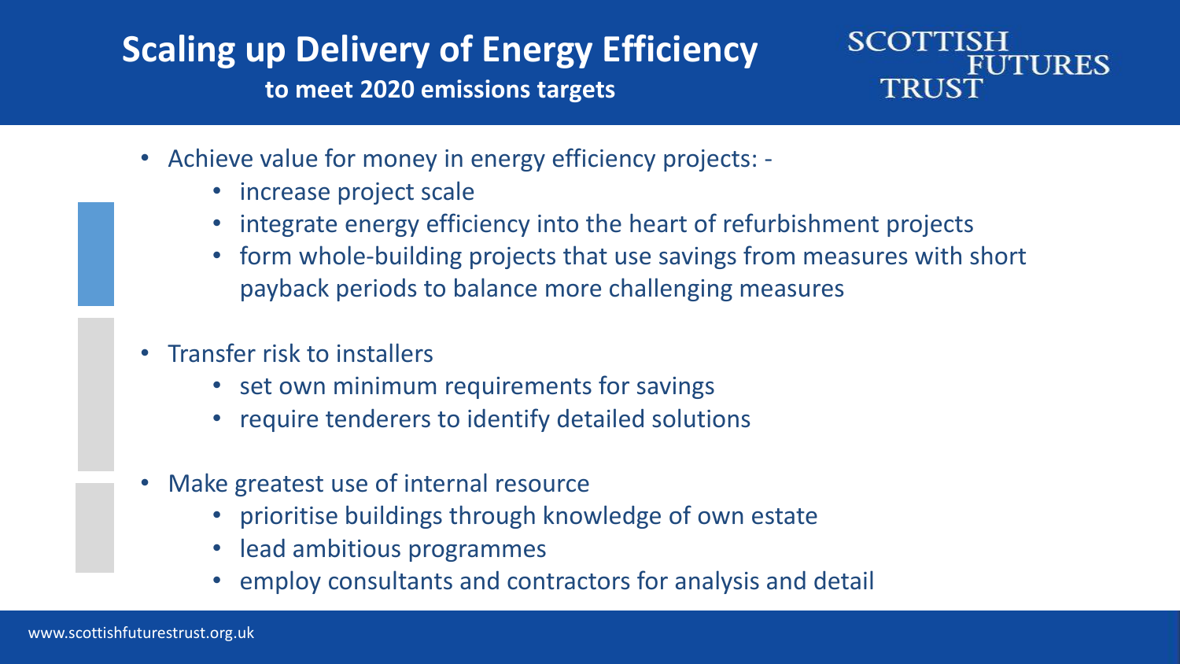# Scaling up Delivery of Energy Efficiency

**to meet 2020 emissions targets**

- Achieve value for money in energy efficiency projects: -
  - increase project scale
  - integrate energy efficiency into the heart of refurbishment projects
  - form whole-building projects that use savings from measures with short payback periods to balance more challenging measures
- Transfer risk to installers
  - set own minimum requirements for savings
  - require tenderers to identify detailed solutions
- Make greatest use of internal resource
  - prioritise buildings through knowledge of own estate
  - lead ambitious programmes
  - employ consultants and contractors for analysis and detail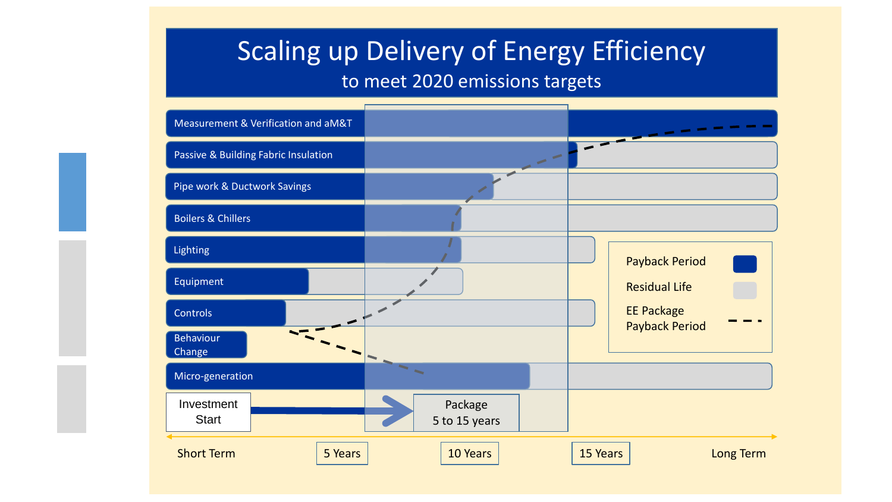# Scaling up Delivery of Energy Efficiency

## to meet 2020 emissions targets

- Measurement & Verification and aM&T
- Passive & Building Fabric Insulation
- Pipe work & Ductwork Savings
- Boilers & Chillers
- Lighting
- Equipment
- Controls
- Behaviour Change
- Micro-generation

Investment Start → Package 5 to 15 years

Payback Period | Residual Life | EE Package Payback Period

Short Term | 5 Years | 10 Years | 15 Years | Long Term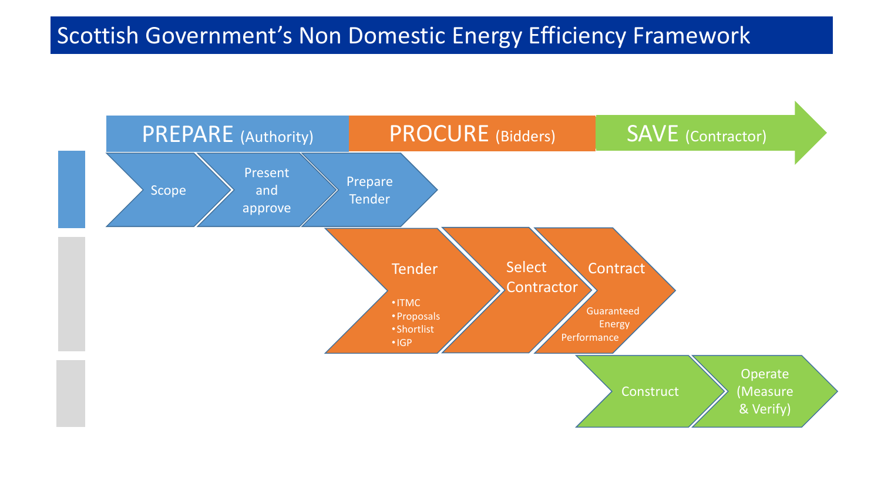# Scottish Government's Non Domestic Energy Efficiency Framework

**PREPARE** (Authority)

- Scope
- Present and approve
- Prepare Tender

**PROCURE** (Bidders)

- Tender
  - ITMC
  - Proposals
  - Shortlist
  - IGP
- Select Contractor
- Contract
  - Guaranteed Energy Performance

**SAVE** (Contractor)

- Construct
- Operate (Measure & Verify)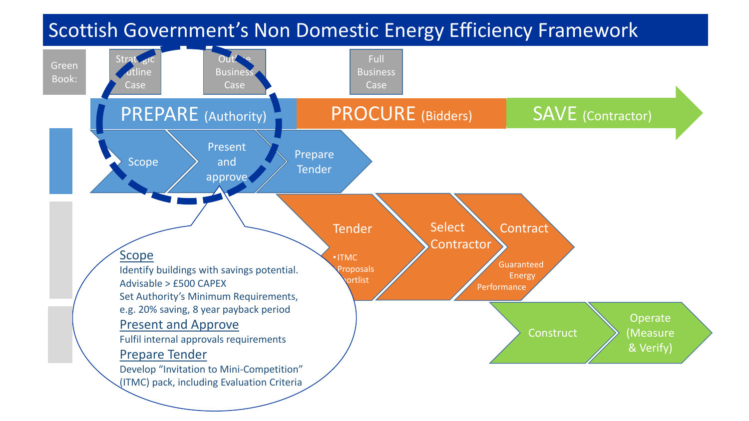# Scottish Government's Non Domestic Energy Efficiency Framework

Green Book: Strategic Outline Case | Outline Business Case | Full Business Case

**PREPARE** (Authority) | **PROCURE** (Bidders) | **SAVE** (Contractor)

- Scope
- Present and approve
- Prepare Tender
- Tender
  - ITMC
  - Proposals
  - Shortlist
- Select Contractor
- Contract
  - Guaranteed Energy Performance
- Construct
- Operate (Measure & Verify)

**Scope**

Identify buildings with savings potential. Advisable > £500 CAPEX

Set Authority's Minimum Requirements, e.g. 20% saving, 8 year payback period

**Present and Approve**

Fulfil internal approvals requirements

**Prepare Tender**

Develop "Invitation to Mini-Competition" (ITMC) pack, including Evaluation Criteria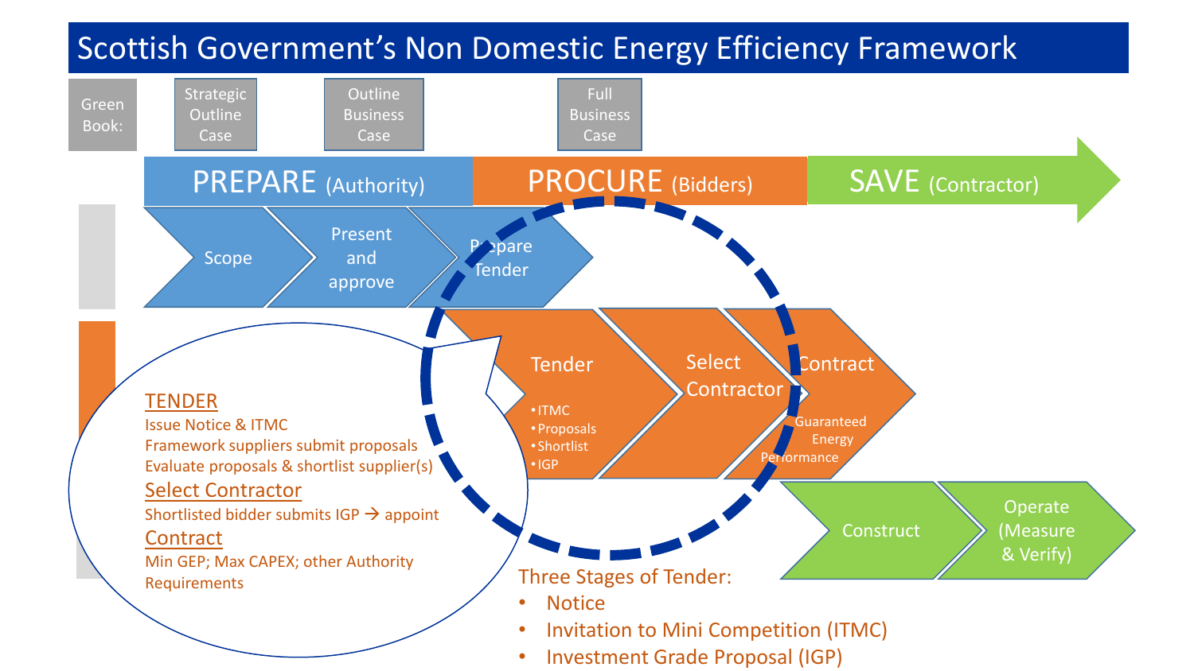# Scottish Government's Non Domestic Energy Efficiency Framework

Green Book: Strategic Outline Case | Outline Business Case | Full Business Case

**PREPARE** (Authority) → **PROCURE** (Bidders) → **SAVE** (Contractor)

- Scope
- Present and approve
- Prepare Tender
- Tender
  - ITMC
  - Proposals
  - Shortlist
  - IGP
- Select Contractor
- Contract
  - Guaranteed Energy Performance
- Construct
- Operate (Measure & Verify)

<u>TENDER</u>

Issue Notice & ITMC

Framework suppliers submit proposals

Evaluate proposals & shortlist supplier(s)

<u>Select Contractor</u>

Shortlisted bidder submits IGP → appoint

<u>Contract</u>

Min GEP; Max CAPEX; other Authority Requirements

Three Stages of Tender:

- Notice
- Invitation to Mini Competition (ITMC)
- Investment Grade Proposal (IGP)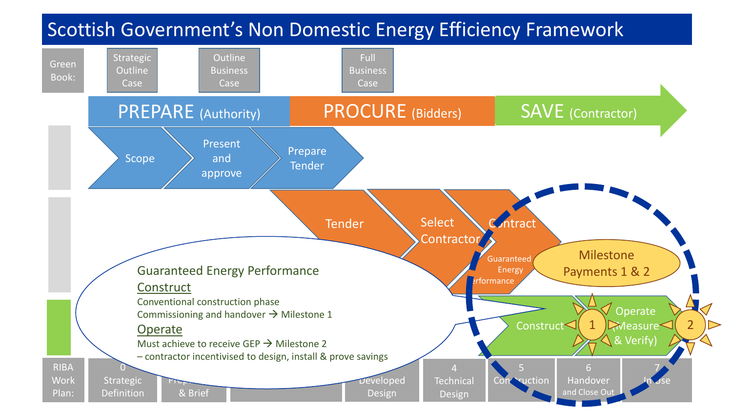# Scottish Government's Non Domestic Energy Efficiency Framework

Green Book: Strategic Outline Case | Outline Business Case | Full Business Case

**PREPARE** (Authority) → **PROCURE** (Bidders) → **SAVE** (Contractor)

Scope → Present and approve → Prepare Tender

Tender → Select Contractor → Contract (Guaranteed Energy Performance)

Milestone Payments 1 & 2

Construct → 1 → Operate (Measure & Verify) → 2

Guaranteed Energy Performance

Construct

Conventional construction phase

Commissioning and handover → Milestone 1

Operate

Must achieve to receive GEP → Milestone 2

– contractor incentivised to design, install & prove savings

RIBA Work Plan: 0 Strategic Definition | Prep… & Brief | … | Developed Design | 4 Technical Design | 5 Construction | 6 Handover and Close Out | 7 In Use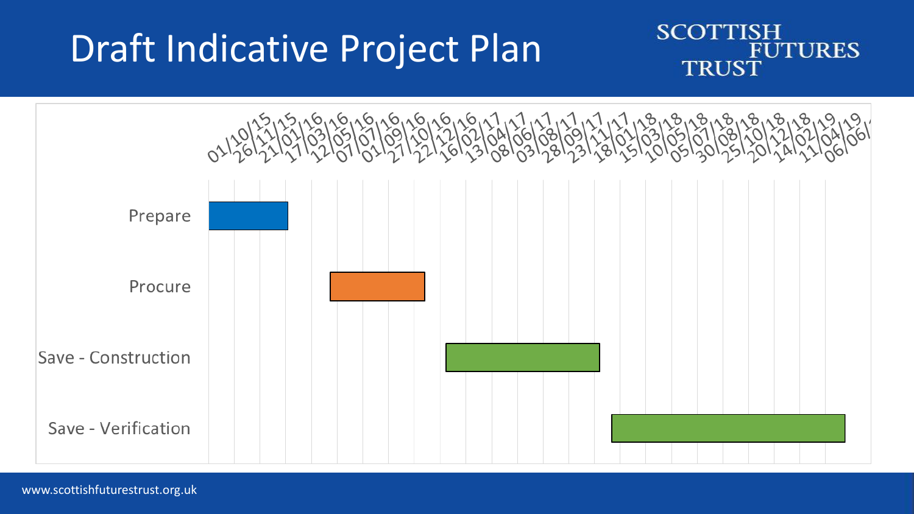# Draft Indicative Project Plan

SCOTTISH FUTURES TRUST

| Task | Start (approx.) | End (approx.) |
| --- | --- | --- |
| Prepare | 01/10/15 | 21/01/16 |
| Procure | 12/05/16 | 27/10/16 |
| Save - Construction | 22/12/16 | 28/09/17 |
| Save - Verification | 23/11/17 | 11/04/19 |

Timeline axis: 01/10/15, 26/11/15, 21/01/16, 17/03/16, 12/05/16, 07/07/16, 01/09/16, 27/10/16, 22/12/16, 16/02/17, 13/04/17, 08/06/17, 03/08/17, 28/09/17, 23/11/17, 18/01/18, 15/03/18, 10/05/18, 05/07/18, 30/08/18, 25/10/18, 20/12/18, 14/02/19, 11/04/19, 06/06/19

www.scottishfuturestrust.org.uk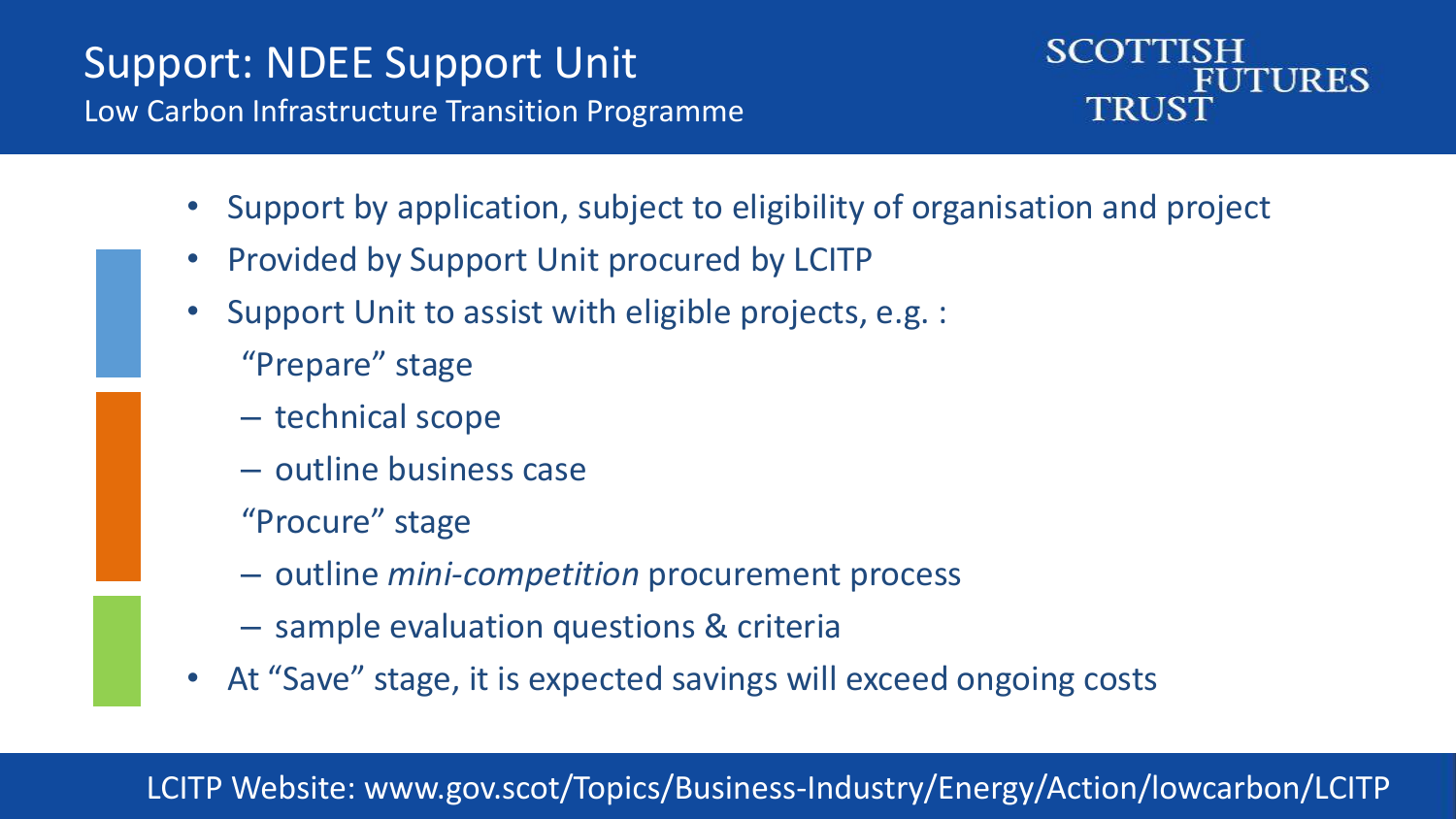# Support: NDEE Support Unit

## Low Carbon Infrastructure Transition Programme

SCOTTISH FUTURES TRUST

- Support by application, subject to eligibility of organisation and project
- Provided by Support Unit procured by LCITP
- Support Unit to assist with eligible projects, e.g. :

  "Prepare" stage

  – technical scope

  – outline business case

  "Procure" stage

  – outline *mini-competition* procurement process

  – sample evaluation questions & criteria
- At "Save" stage, it is expected savings will exceed ongoing costs

LCITP Website: www.gov.scot/Topics/Business-Industry/Energy/Action/lowcarbon/LCITP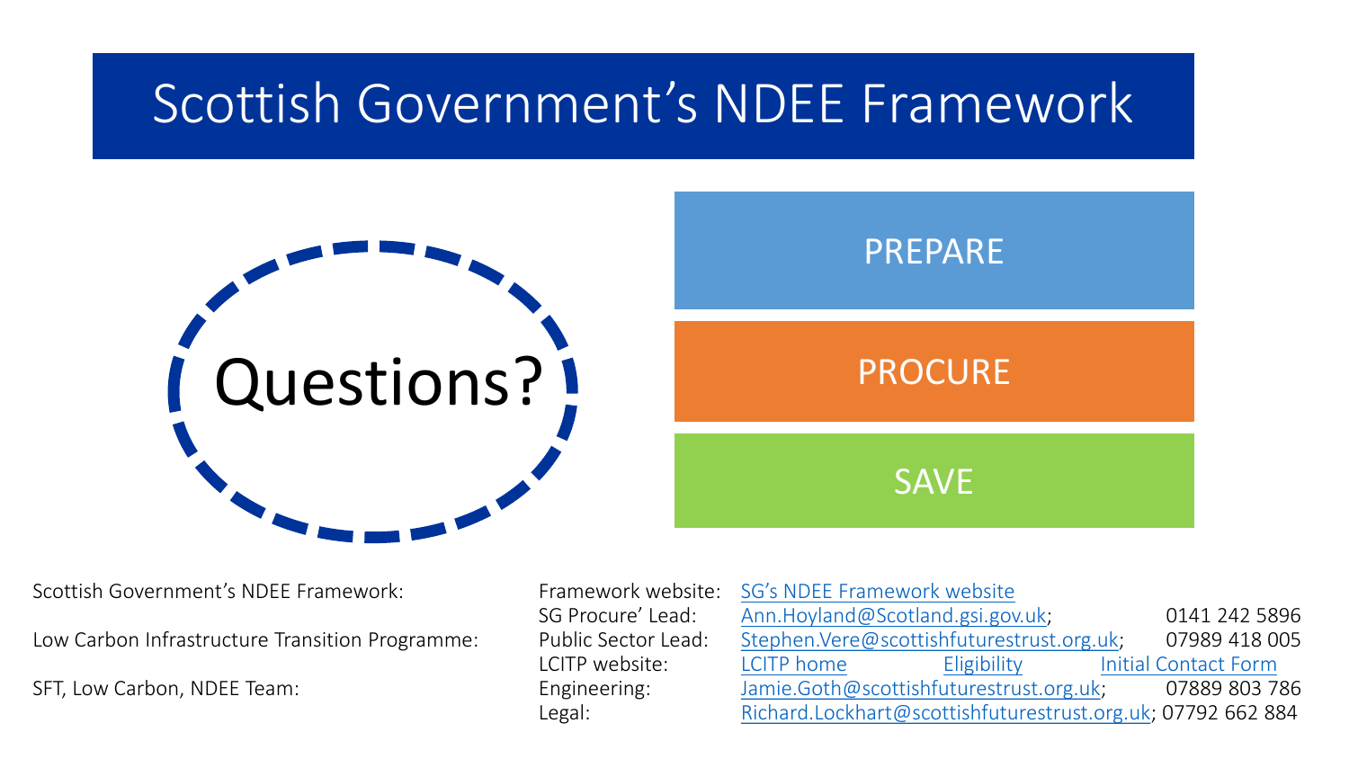# Scottish Government's NDEE Framework

Questions?

PREPARE

PROCURE

SAVE

| | | | |
|---|---|---|---|
| Scottish Government's NDEE Framework: | Framework website: | SG's NDEE Framework website | |
| | SG Procure' Lead: | Ann.Hoyland@Scotland.gsi.gov.uk; | 0141 242 5896 |
| Low Carbon Infrastructure Transition Programme: | Public Sector Lead: | Stephen.Vere@scottishfuturestrust.org.uk; | 07989 418 005 |
| | LCITP website: | LCITP home Eligibility Initial Contact Form | |
| SFT, Low Carbon, NDEE Team: | Engineering: | Jamie.Goth@scottishfuturestrust.org.uk; | 07889 803 786 |
| | Legal: | Richard.Lockhart@scottishfuturestrust.org.uk; | 07792 662 884 |